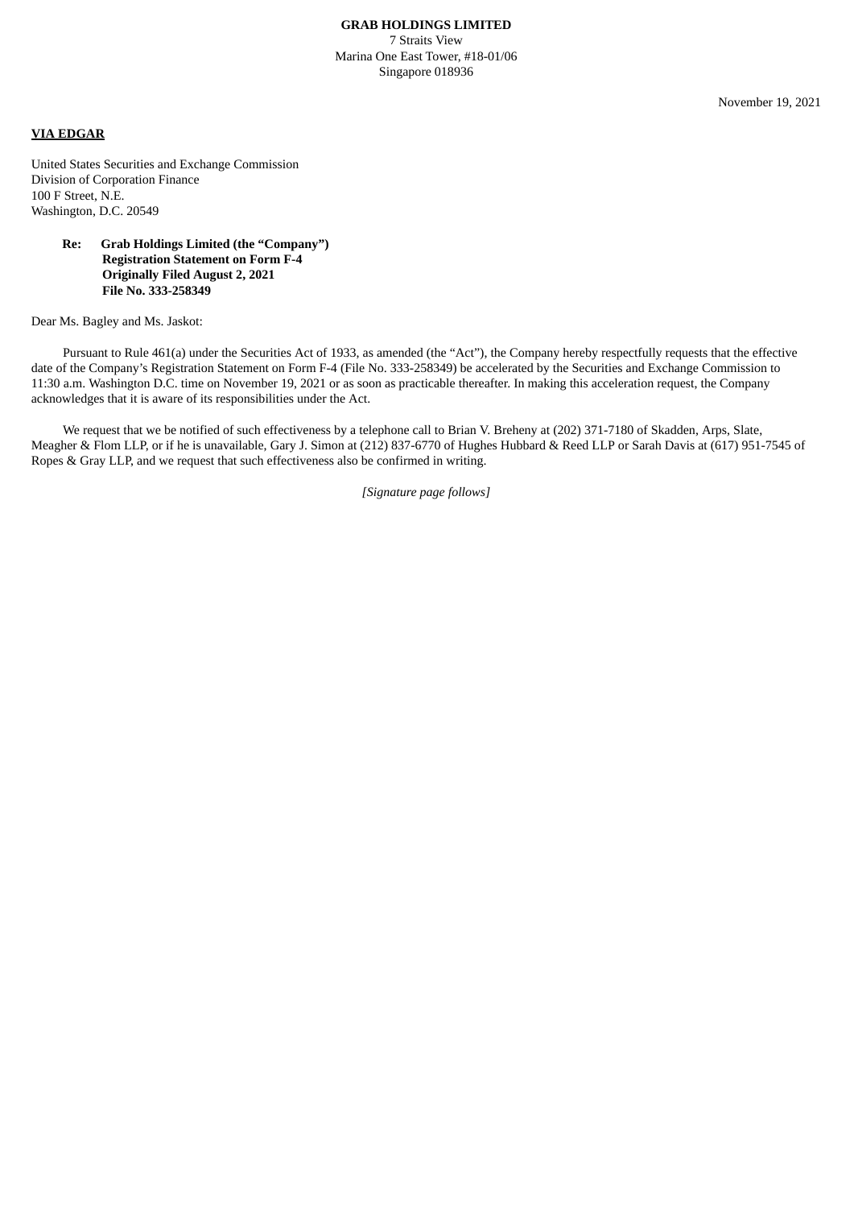**GRAB HOLDINGS LIMITED**
7 Straits View
Marina One East Tower, #18-01/06
Singapore 018936

November 19, 2021

**VIA EDGAR**

United States Securities and Exchange Commission
Division of Corporation Finance
100 F Street, N.E.
Washington, D.C. 20549

**Re: Grab Holdings Limited (the "Company")**
**Registration Statement on Form F-4**
**Originally Filed August 2, 2021**
**File No. 333-258349**

Dear Ms. Bagley and Ms. Jaskot:

Pursuant to Rule 461(a) under the Securities Act of 1933, as amended (the "Act"), the Company hereby respectfully requests that the effective date of the Company's Registration Statement on Form F-4 (File No. 333-258349) be accelerated by the Securities and Exchange Commission to 11:30 a.m. Washington D.C. time on November 19, 2021 or as soon as practicable thereafter. In making this acceleration request, the Company acknowledges that it is aware of its responsibilities under the Act.

We request that we be notified of such effectiveness by a telephone call to Brian V. Breheny at (202) 371-7180 of Skadden, Arps, Slate, Meagher & Flom LLP, or if he is unavailable, Gary J. Simon at (212) 837-6770 of Hughes Hubbard & Reed LLP or Sarah Davis at (617) 951-7545 of Ropes & Gray LLP, and we request that such effectiveness also be confirmed in writing.

*[Signature page follows]*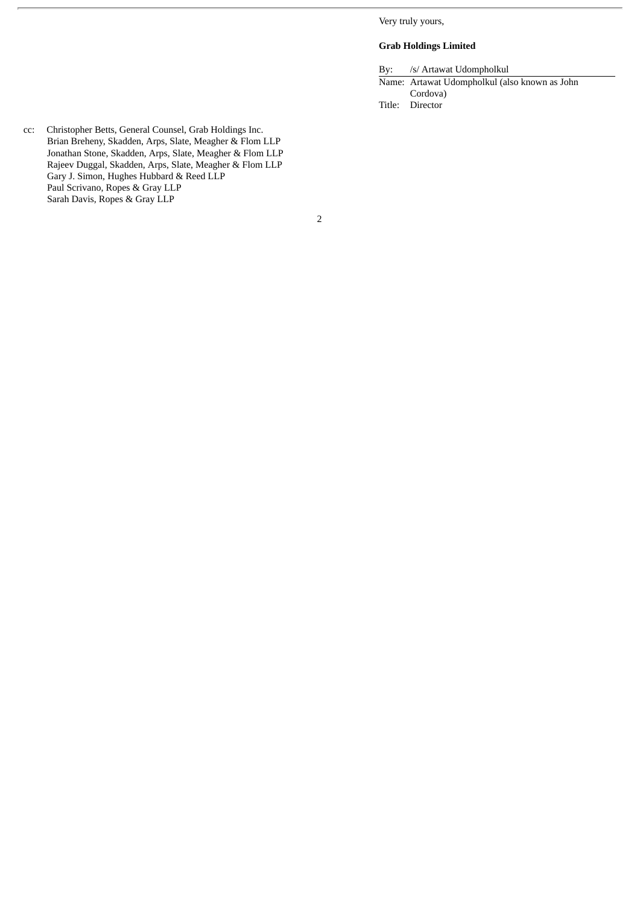Very truly yours,

**Grab Holdings Limited**

By: /s/ Artawat Udompholkul

Name: Artawat Udompholkul (also known as John Cordova)

Title: Director

cc: Christopher Betts, General Counsel, Grab Holdings Inc.
Brian Breheny, Skadden, Arps, Slate, Meagher & Flom LLP
Jonathan Stone, Skadden, Arps, Slate, Meagher & Flom LLP
Rajeev Duggal, Skadden, Arps, Slate, Meagher & Flom LLP
Gary J. Simon, Hughes Hubbard & Reed LLP
Paul Scrivano, Ropes & Gray LLP
Sarah Davis, Ropes & Gray LLP